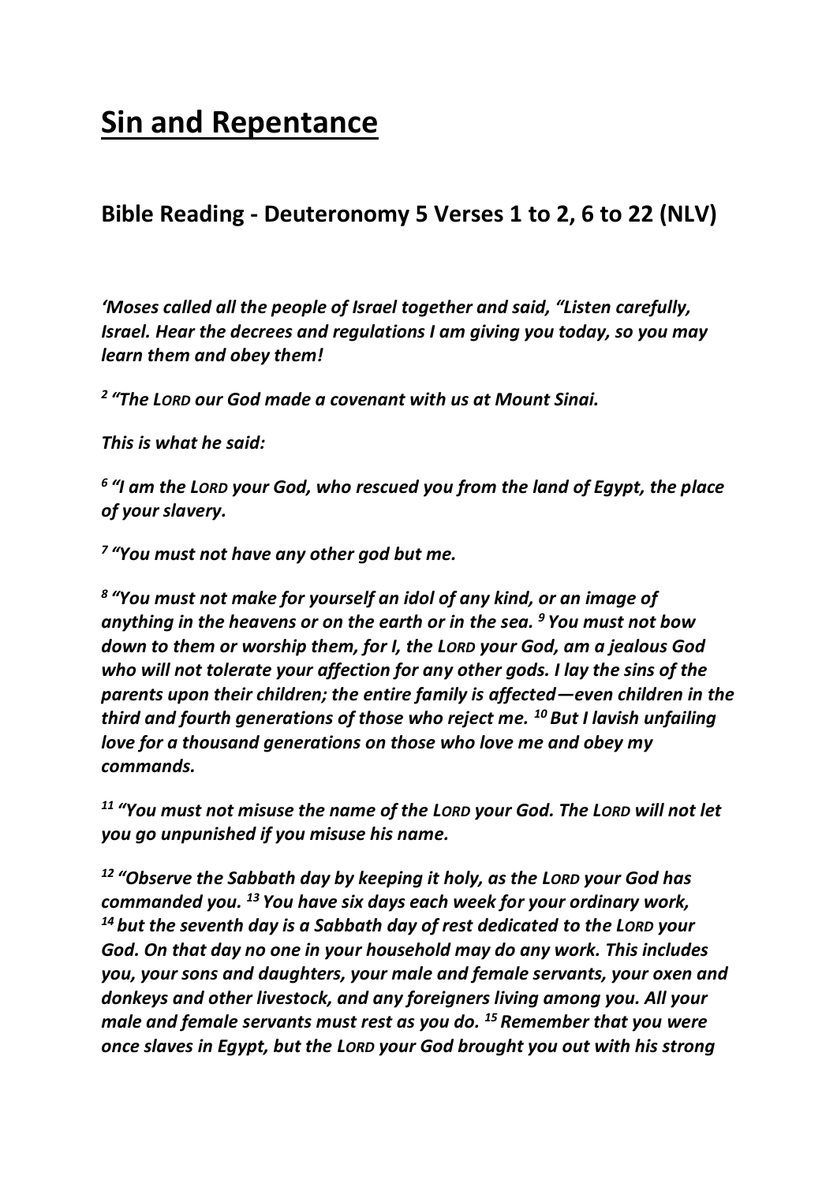# Sin and Repentance

## Bible Reading - Deuteronomy 5 Verses 1 to 2, 6 to 22 (NLV)

***'Moses called all the people of Israel together and said, "Listen carefully, Israel. Hear the decrees and regulations I am giving you today, so you may learn them and obey them!***

***[2] "The LORD our God made a covenant with us at Mount Sinai.***

***This is what he said:***

***[6] "I am the LORD your God, who rescued you from the land of Egypt, the place of your slavery.***

***[7] "You must not have any other god but me.***

***[8] "You must not make for yourself an idol of any kind, or an image of anything in the heavens or on the earth or in the sea. [9] You must not bow down to them or worship them, for I, the LORD your God, am a jealous God who will not tolerate your affection for any other gods. I lay the sins of the parents upon their children; the entire family is affected—even children in the third and fourth generations of those who reject me. [10] But I lavish unfailing love for a thousand generations on those who love me and obey my commands.***

***[11] "You must not misuse the name of the LORD your God. The LORD will not let you go unpunished if you misuse his name.***

***[12] "Observe the Sabbath day by keeping it holy, as the LORD your God has commanded you. [13] You have six days each week for your ordinary work, [14] but the seventh day is a Sabbath day of rest dedicated to the LORD your God. On that day no one in your household may do any work. This includes you, your sons and daughters, your male and female servants, your oxen and donkeys and other livestock, and any foreigners living among you. All your male and female servants must rest as you do. [15] Remember that you were once slaves in Egypt, but the LORD your God brought you out with his strong***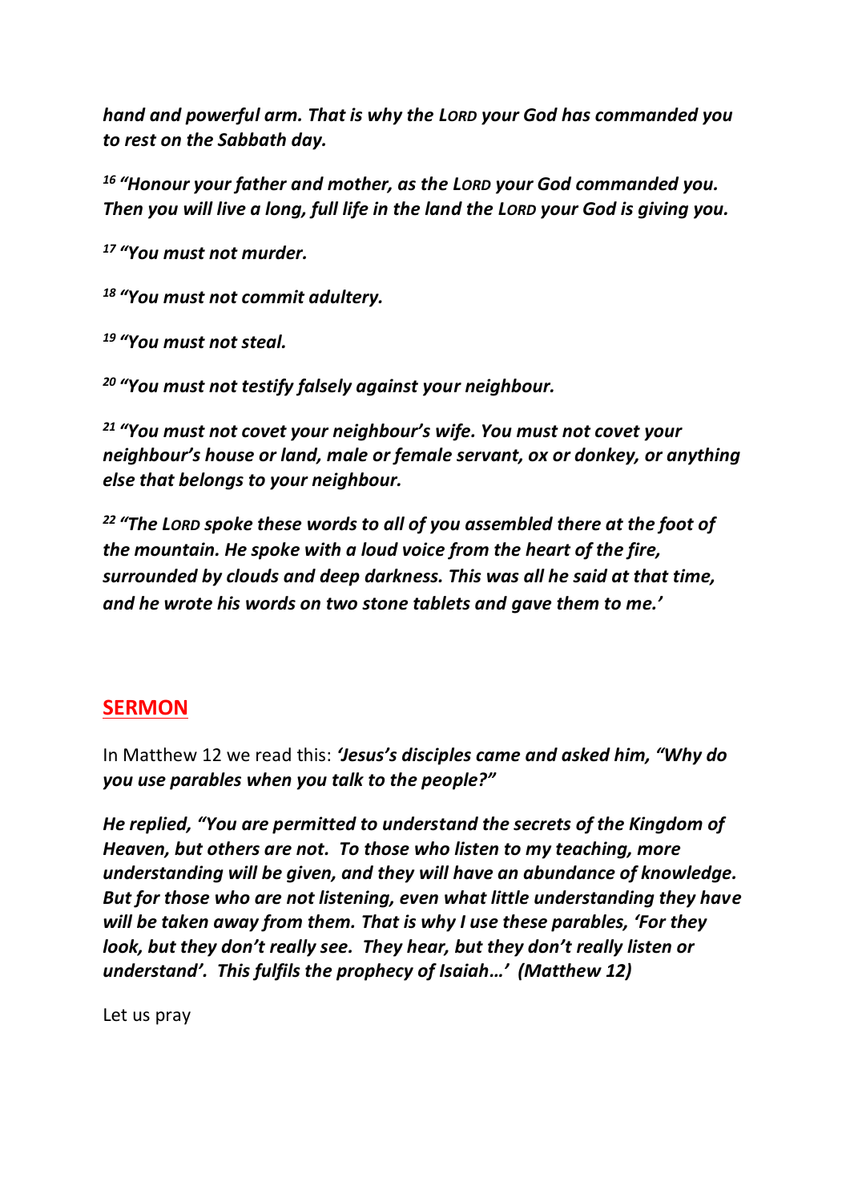***hand and powerful arm. That is why the LORD your God has commanded you to rest on the Sabbath day.***

***[16] "Honour your father and mother, as the LORD your God commanded you. Then you will live a long, full life in the land the LORD your God is giving you.***

***[17] "You must not murder.***

***[18] "You must not commit adultery.***

***[19] "You must not steal.***

***[20] "You must not testify falsely against your neighbour.***

***[21] "You must not covet your neighbour's wife. You must not covet your neighbour's house or land, male or female servant, ox or donkey, or anything else that belongs to your neighbour.***

***[22] "The LORD spoke these words to all of you assembled there at the foot of the mountain. He spoke with a loud voice from the heart of the fire, surrounded by clouds and deep darkness. This was all he said at that time, and he wrote his words on two stone tablets and gave them to me.'***

## SERMON

In Matthew 12 we read this: ***'Jesus's disciples came and asked him, "Why do you use parables when you talk to the people?"***

***He replied, "You are permitted to understand the secrets of the Kingdom of Heaven, but others are not. To those who listen to my teaching, more understanding will be given, and they will have an abundance of knowledge. But for those who are not listening, even what little understanding they have will be taken away from them. That is why I use these parables, 'For they look, but they don't really see. They hear, but they don't really listen or understand'. This fulfils the prophecy of Isaiah…' (Matthew 12)***

Let us pray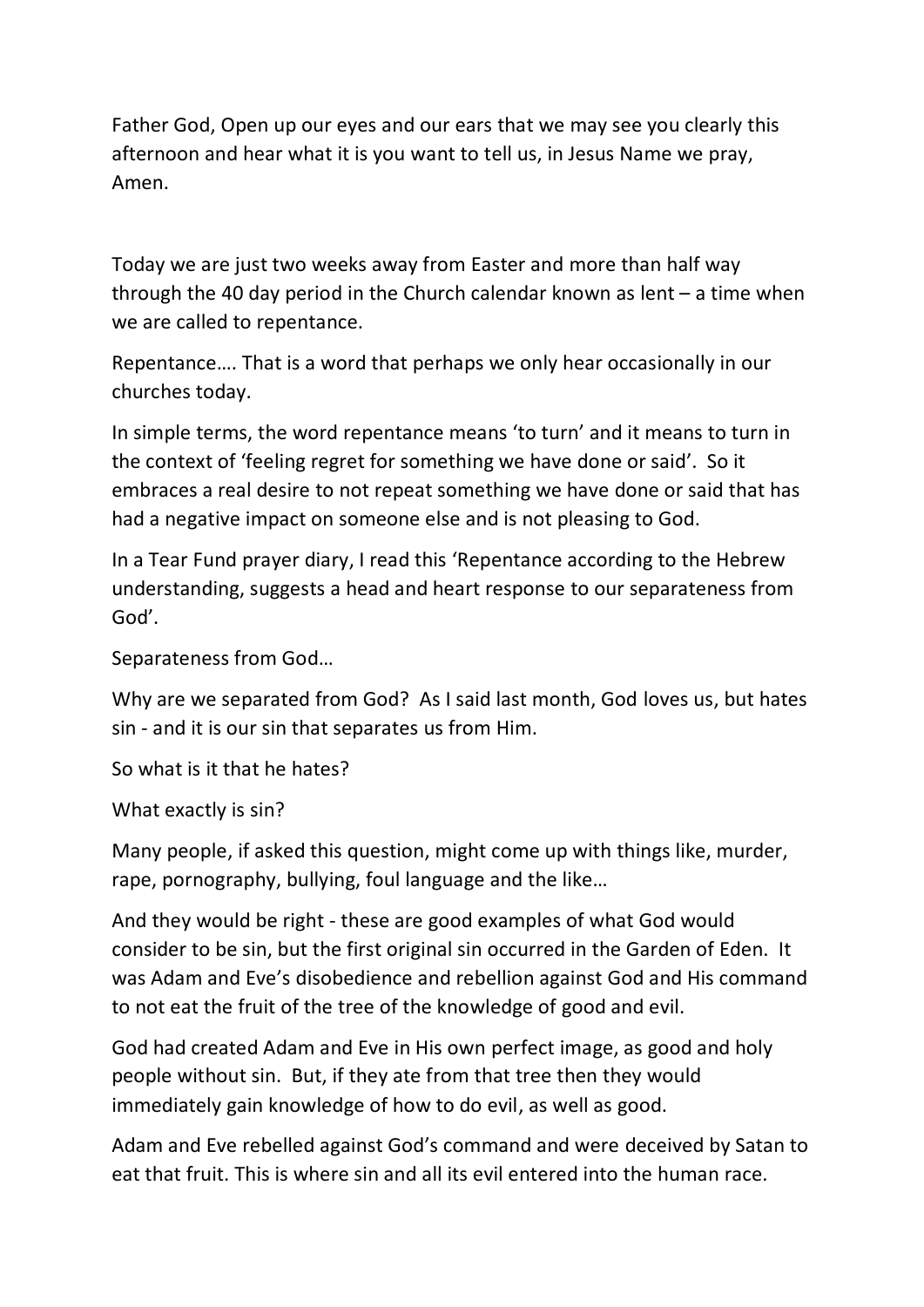Father God, Open up our eyes and our ears that we may see you clearly this afternoon and hear what it is you want to tell us, in Jesus Name we pray, Amen.

Today we are just two weeks away from Easter and more than half way through the 40 day period in the Church calendar known as lent – a time when we are called to repentance.

Repentance…. That is a word that perhaps we only hear occasionally in our churches today.

In simple terms, the word repentance means 'to turn' and it means to turn in the context of 'feeling regret for something we have done or said'. So it embraces a real desire to not repeat something we have done or said that has had a negative impact on someone else and is not pleasing to God.

In a Tear Fund prayer diary, I read this 'Repentance according to the Hebrew understanding, suggests a head and heart response to our separateness from God'.

Separateness from God…

Why are we separated from God? As I said last month, God loves us, but hates sin - and it is our sin that separates us from Him.

So what is it that he hates?

What exactly is sin?

Many people, if asked this question, might come up with things like, murder, rape, pornography, bullying, foul language and the like…

And they would be right - these are good examples of what God would consider to be sin, but the first original sin occurred in the Garden of Eden. It was Adam and Eve's disobedience and rebellion against God and His command to not eat the fruit of the tree of the knowledge of good and evil.

God had created Adam and Eve in His own perfect image, as good and holy people without sin. But, if they ate from that tree then they would immediately gain knowledge of how to do evil, as well as good.

Adam and Eve rebelled against God's command and were deceived by Satan to eat that fruit. This is where sin and all its evil entered into the human race.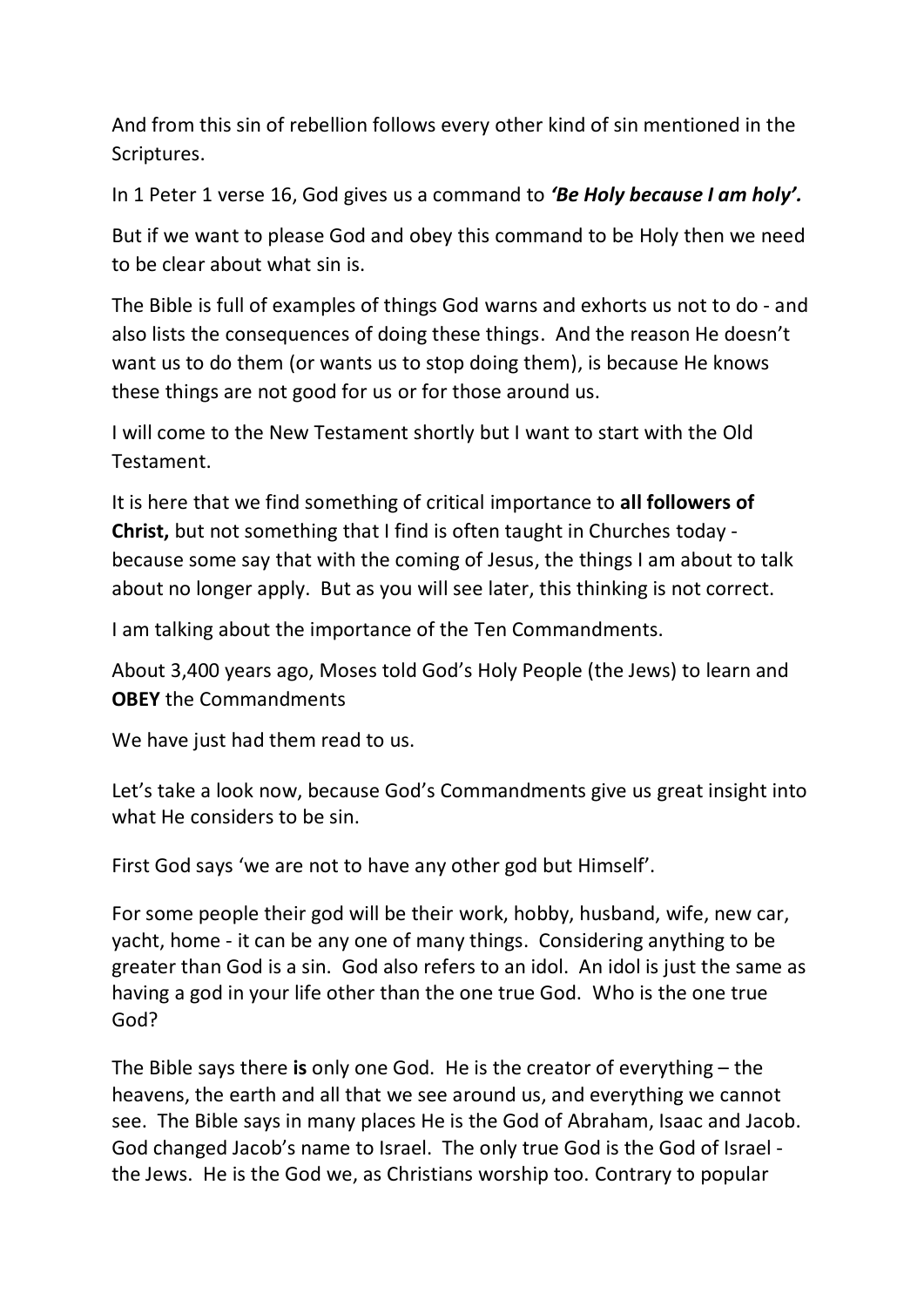And from this sin of rebellion follows every other kind of sin mentioned in the Scriptures.

In 1 Peter 1 verse 16, God gives us a command to ***'Be Holy because I am holy'.***

But if we want to please God and obey this command to be Holy then we need to be clear about what sin is.

The Bible is full of examples of things God warns and exhorts us not to do - and also lists the consequences of doing these things. And the reason He doesn't want us to do them (or wants us to stop doing them), is because He knows these things are not good for us or for those around us.

I will come to the New Testament shortly but I want to start with the Old Testament.

It is here that we find something of critical importance to **all followers of Christ,** but not something that I find is often taught in Churches today - because some say that with the coming of Jesus, the things I am about to talk about no longer apply. But as you will see later, this thinking is not correct.

I am talking about the importance of the Ten Commandments.

About 3,400 years ago, Moses told God's Holy People (the Jews) to learn and **OBEY** the Commandments

We have just had them read to us.

Let's take a look now, because God's Commandments give us great insight into what He considers to be sin.

First God says 'we are not to have any other god but Himself'.

For some people their god will be their work, hobby, husband, wife, new car, yacht, home - it can be any one of many things. Considering anything to be greater than God is a sin. God also refers to an idol. An idol is just the same as having a god in your life other than the one true God. Who is the one true God?

The Bible says there **is** only one God. He is the creator of everything – the heavens, the earth and all that we see around us, and everything we cannot see. The Bible says in many places He is the God of Abraham, Isaac and Jacob. God changed Jacob's name to Israel. The only true God is the God of Israel - the Jews. He is the God we, as Christians worship too. Contrary to popular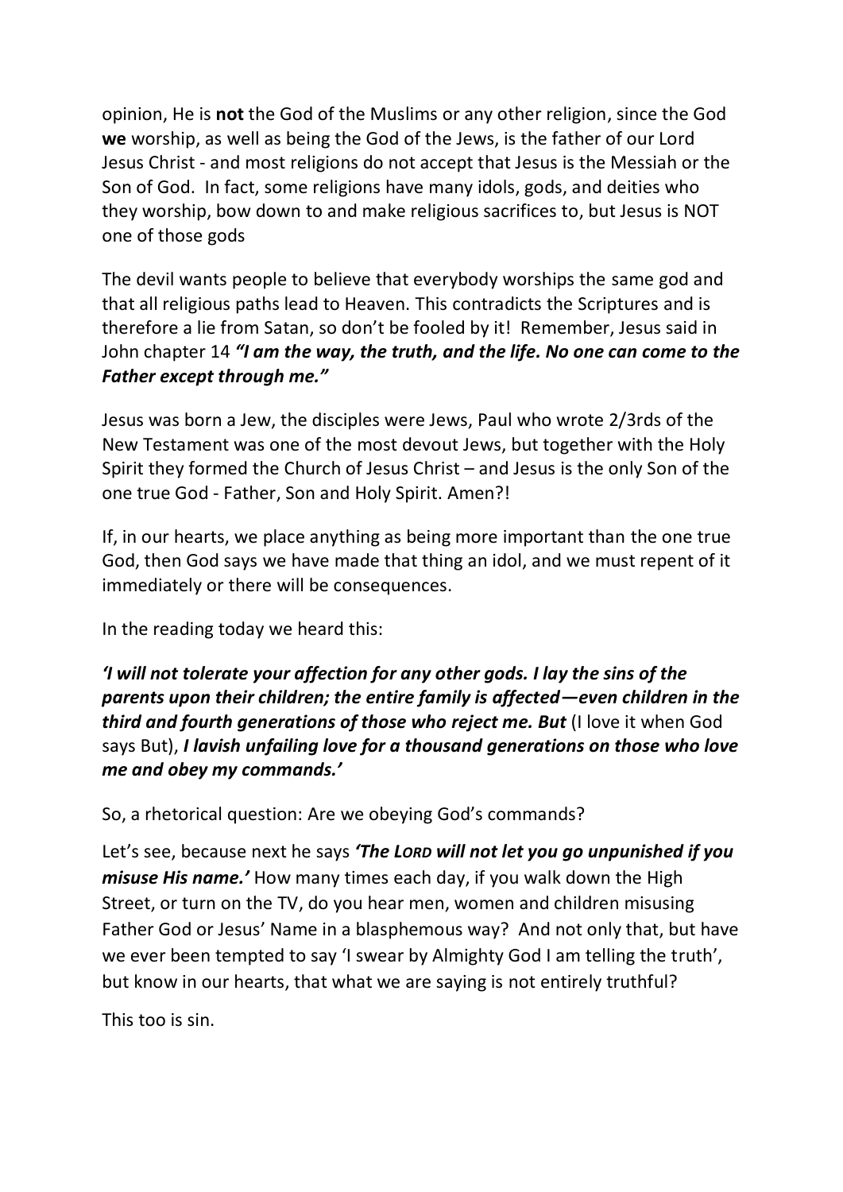opinion, He is **not** the God of the Muslims or any other religion, since the God **we** worship, as well as being the God of the Jews, is the father of our Lord Jesus Christ - and most religions do not accept that Jesus is the Messiah or the Son of God. In fact, some religions have many idols, gods, and deities who they worship, bow down to and make religious sacrifices to, but Jesus is NOT one of those gods

The devil wants people to believe that everybody worships the same god and that all religious paths lead to Heaven. This contradicts the Scriptures and is therefore a lie from Satan, so don't be fooled by it! Remember, Jesus said in John chapter 14 ***"I am the way, the truth, and the life. No one can come to the Father except through me."***

Jesus was born a Jew, the disciples were Jews, Paul who wrote 2/3rds of the New Testament was one of the most devout Jews, but together with the Holy Spirit they formed the Church of Jesus Christ – and Jesus is the only Son of the one true God - Father, Son and Holy Spirit. Amen?!

If, in our hearts, we place anything as being more important than the one true God, then God says we have made that thing an idol, and we must repent of it immediately or there will be consequences.

In the reading today we heard this:

***'I will not tolerate your affection for any other gods. I lay the sins of the parents upon their children; the entire family is affected—even children in the third and fourth generations of those who reject me. But*** (I love it when God says But), ***I lavish unfailing love for a thousand generations on those who love me and obey my commands.'***

So, a rhetorical question: Are we obeying God's commands?

Let's see, because next he says ***'The LORD will not let you go unpunished if you misuse His name.'*** How many times each day, if you walk down the High Street, or turn on the TV, do you hear men, women and children misusing Father God or Jesus' Name in a blasphemous way? And not only that, but have we ever been tempted to say 'I swear by Almighty God I am telling the truth', but know in our hearts, that what we are saying is not entirely truthful?

This too is sin.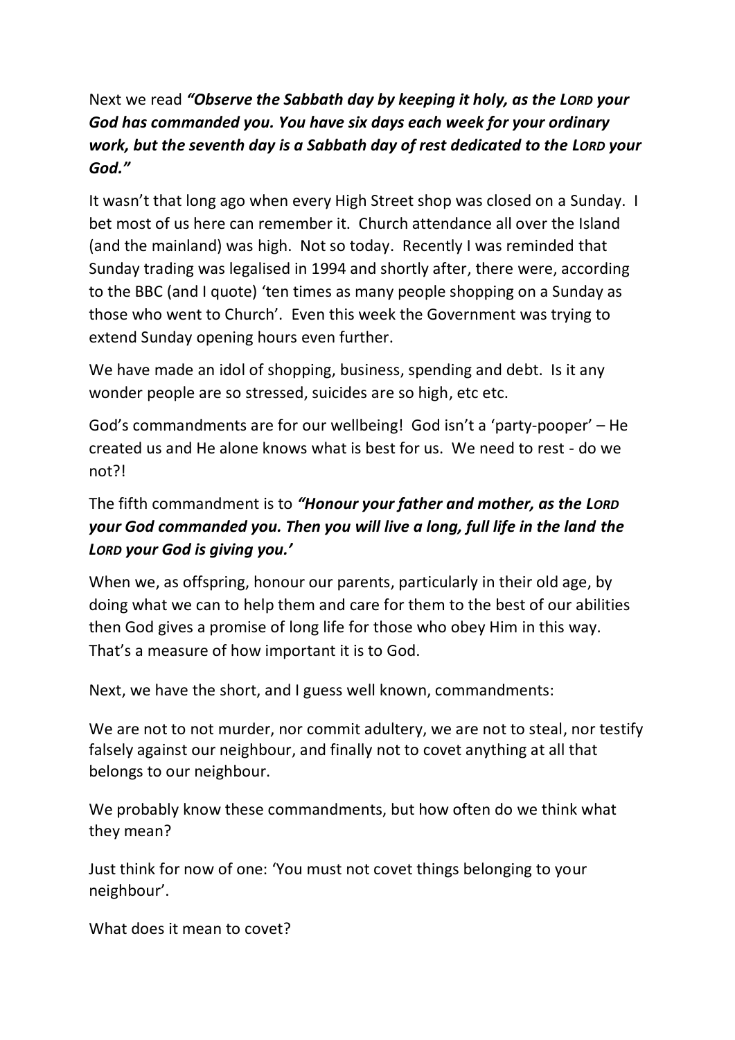Next we read ***"Observe the Sabbath day by keeping it holy, as the LORD your God has commanded you. You have six days each week for your ordinary work, but the seventh day is a Sabbath day of rest dedicated to the LORD your God."***

It wasn't that long ago when every High Street shop was closed on a Sunday. I bet most of us here can remember it. Church attendance all over the Island (and the mainland) was high. Not so today. Recently I was reminded that Sunday trading was legalised in 1994 and shortly after, there were, according to the BBC (and I quote) 'ten times as many people shopping on a Sunday as those who went to Church'. Even this week the Government was trying to extend Sunday opening hours even further.

We have made an idol of shopping, business, spending and debt. Is it any wonder people are so stressed, suicides are so high, etc etc.

God's commandments are for our wellbeing! God isn't a 'party-pooper' – He created us and He alone knows what is best for us. We need to rest - do we not?!

The fifth commandment is to ***"Honour your father and mother, as the LORD your God commanded you. Then you will live a long, full life in the land the LORD your God is giving you.'***

When we, as offspring, honour our parents, particularly in their old age, by doing what we can to help them and care for them to the best of our abilities then God gives a promise of long life for those who obey Him in this way. That's a measure of how important it is to God.

Next, we have the short, and I guess well known, commandments:

We are not to not murder, nor commit adultery, we are not to steal, nor testify falsely against our neighbour, and finally not to covet anything at all that belongs to our neighbour.

We probably know these commandments, but how often do we think what they mean?

Just think for now of one: 'You must not covet things belonging to your neighbour'.

What does it mean to covet?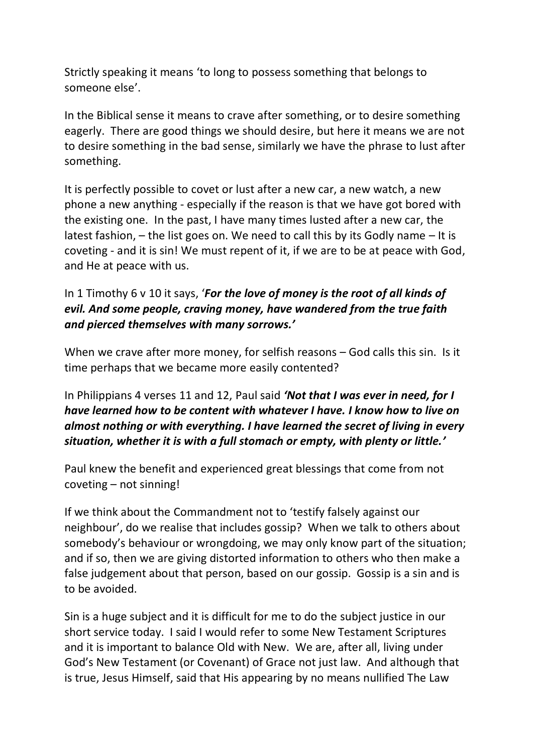Strictly speaking it means 'to long to possess something that belongs to someone else'.

In the Biblical sense it means to crave after something, or to desire something eagerly. There are good things we should desire, but here it means we are not to desire something in the bad sense, similarly we have the phrase to lust after something.

It is perfectly possible to covet or lust after a new car, a new watch, a new phone a new anything - especially if the reason is that we have got bored with the existing one. In the past, I have many times lusted after a new car, the latest fashion, – the list goes on. We need to call this by its Godly name – It is coveting - and it is sin! We must repent of it, if we are to be at peace with God, and He at peace with us.

In 1 Timothy 6 v 10 it says, '***For the love of money is the root of all kinds of evil. And some people, craving money, have wandered from the true faith and pierced themselves with many sorrows.'***

When we crave after more money, for selfish reasons – God calls this sin. Is it time perhaps that we became more easily contented?

In Philippians 4 verses 11 and 12, Paul said ***'Not that I was ever in need, for I have learned how to be content with whatever I have. I know how to live on almost nothing or with everything. I have learned the secret of living in every situation, whether it is with a full stomach or empty, with plenty or little.'***

Paul knew the benefit and experienced great blessings that come from not coveting – not sinning!

If we think about the Commandment not to 'testify falsely against our neighbour', do we realise that includes gossip? When we talk to others about somebody's behaviour or wrongdoing, we may only know part of the situation; and if so, then we are giving distorted information to others who then make a false judgement about that person, based on our gossip. Gossip is a sin and is to be avoided.

Sin is a huge subject and it is difficult for me to do the subject justice in our short service today. I said I would refer to some New Testament Scriptures and it is important to balance Old with New. We are, after all, living under God's New Testament (or Covenant) of Grace not just law. And although that is true, Jesus Himself, said that His appearing by no means nullified The Law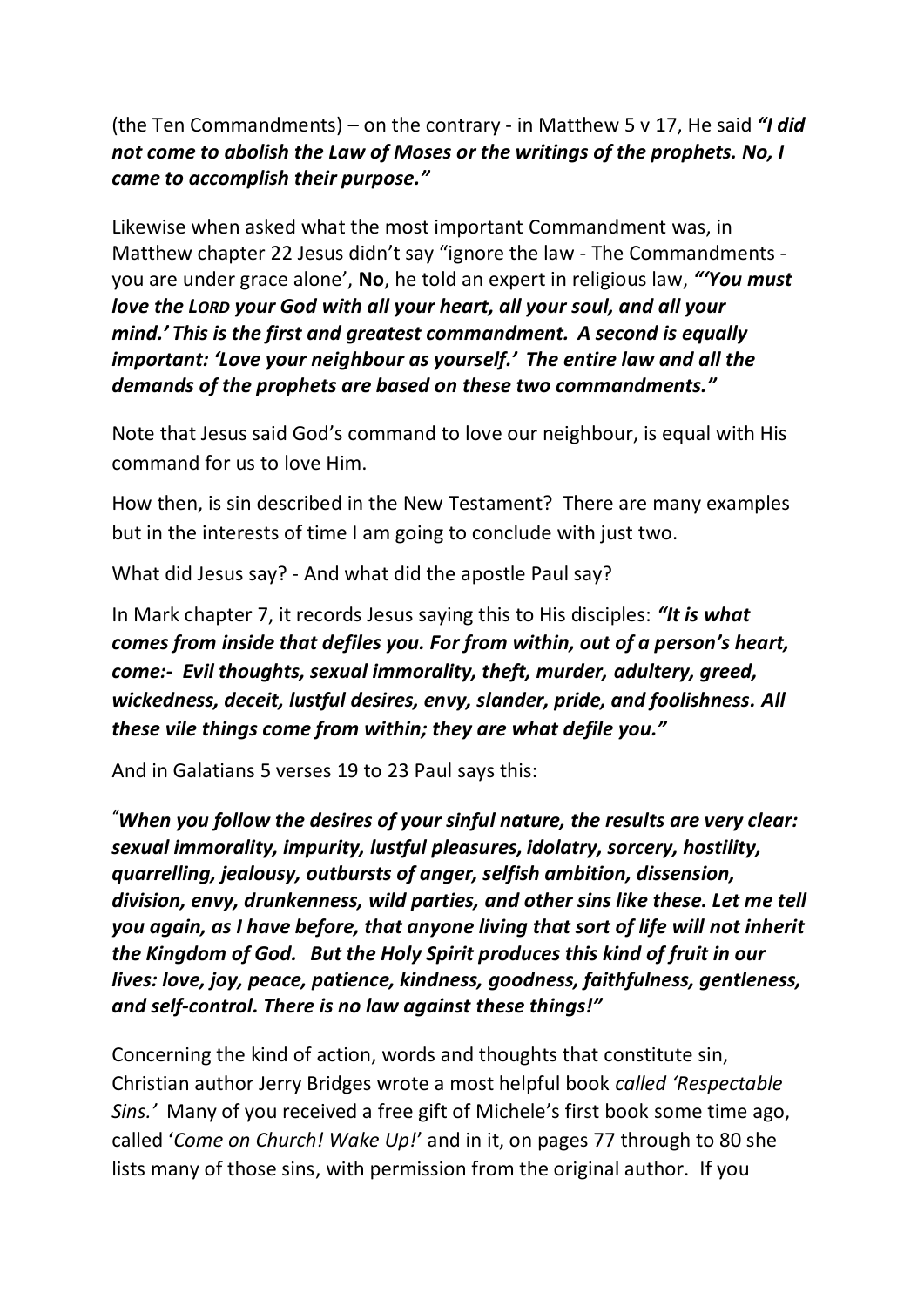(the Ten Commandments) – on the contrary - in Matthew 5 v 17, He said ***"I did not come to abolish the Law of Moses or the writings of the prophets. No, I came to accomplish their purpose."***

Likewise when asked what the most important Commandment was, in Matthew chapter 22 Jesus didn't say "ignore the law - The Commandments - you are under grace alone', **No**, he told an expert in religious law, ***"'You must love the LORD your God with all your heart, all your soul, and all your mind.' This is the first and greatest commandment. A second is equally important: 'Love your neighbour as yourself.' The entire law and all the demands of the prophets are based on these two commandments."***

Note that Jesus said God's command to love our neighbour, is equal with His command for us to love Him.

How then, is sin described in the New Testament? There are many examples but in the interests of time I am going to conclude with just two.

What did Jesus say? - And what did the apostle Paul say?

In Mark chapter 7, it records Jesus saying this to His disciples: ***"It is what comes from inside that defiles you. For from within, out of a person's heart, come:- Evil thoughts, sexual immorality, theft, murder, adultery, greed, wickedness, deceit, lustful desires, envy, slander, pride, and foolishness. All these vile things come from within; they are what defile you."***

And in Galatians 5 verses 19 to 23 Paul says this:

***"When you follow the desires of your sinful nature, the results are very clear: sexual immorality, impurity, lustful pleasures, idolatry, sorcery, hostility, quarrelling, jealousy, outbursts of anger, selfish ambition, dissension, division, envy, drunkenness, wild parties, and other sins like these. Let me tell you again, as I have before, that anyone living that sort of life will not inherit the Kingdom of God. But the Holy Spirit produces this kind of fruit in our lives: love, joy, peace, patience, kindness, goodness, faithfulness, gentleness, and self-control. There is no law against these things!"***

Concerning the kind of action, words and thoughts that constitute sin, Christian author Jerry Bridges wrote a most helpful book *called 'Respectable Sins.'* Many of you received a free gift of Michele's first book some time ago, called '*Come on Church! Wake Up!*' and in it, on pages 77 through to 80 she lists many of those sins, with permission from the original author. If you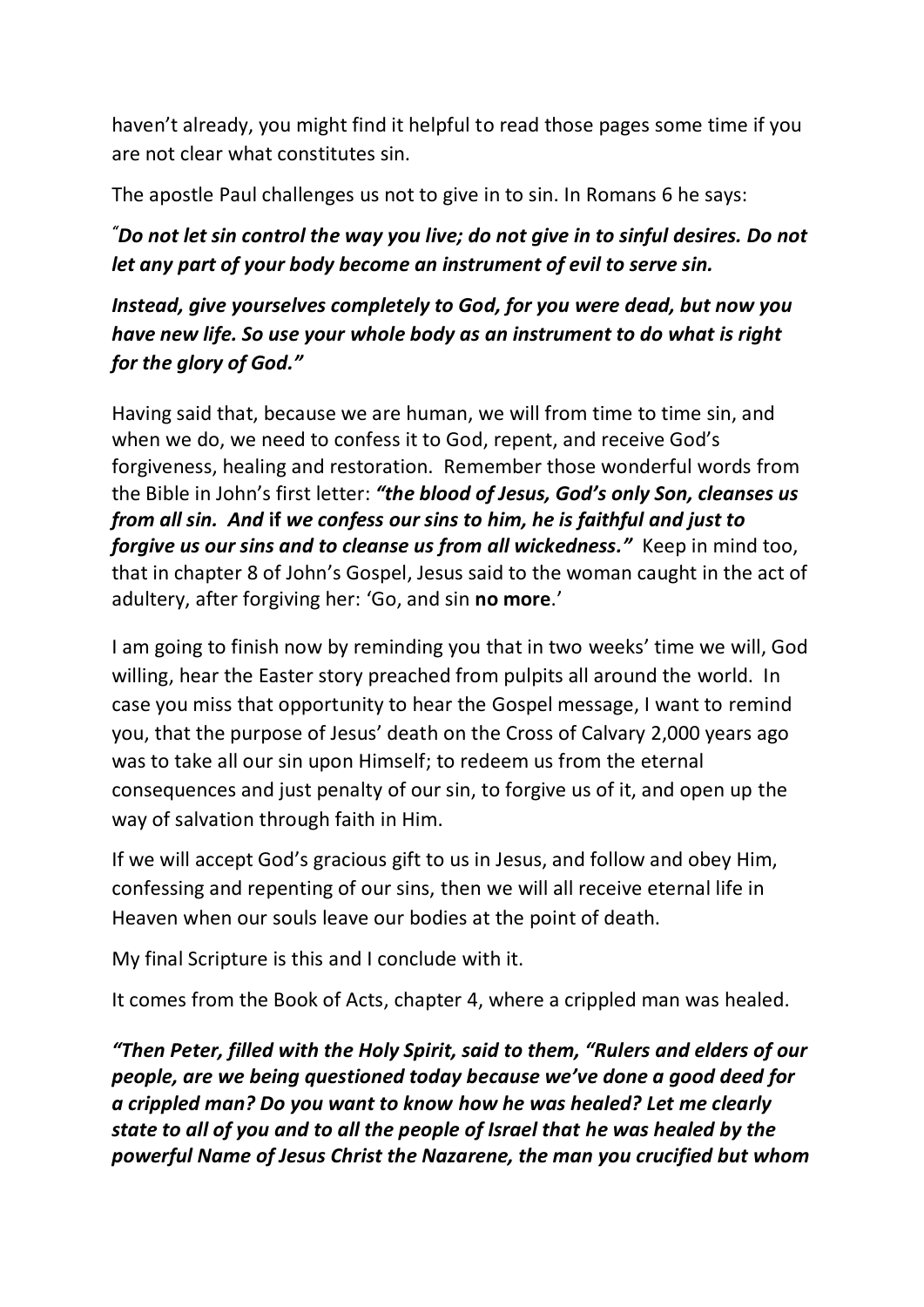haven't already, you might find it helpful to read those pages some time if you are not clear what constitutes sin.

The apostle Paul challenges us not to give in to sin. In Romans 6 he says:

***"Do not let sin control the way you live; do not give in to sinful desires. Do not let any part of your body become an instrument of evil to serve sin.***

***Instead, give yourselves completely to God, for you were dead, but now you have new life. So use your whole body as an instrument to do what is right for the glory of God."***

Having said that, because we are human, we will from time to time sin, and when we do, we need to confess it to God, repent, and receive God's forgiveness, healing and restoration. Remember those wonderful words from the Bible in John's first letter: ***"the blood of Jesus, God's only Son, cleanses us from all sin. And*** **if** ***we confess our sins to him, he is faithful and just to forgive us our sins and to cleanse us from all wickedness."*** Keep in mind too, that in chapter 8 of John's Gospel, Jesus said to the woman caught in the act of adultery, after forgiving her: 'Go, and sin **no more**.'

I am going to finish now by reminding you that in two weeks' time we will, God willing, hear the Easter story preached from pulpits all around the world. In case you miss that opportunity to hear the Gospel message, I want to remind you, that the purpose of Jesus' death on the Cross of Calvary 2,000 years ago was to take all our sin upon Himself; to redeem us from the eternal consequences and just penalty of our sin, to forgive us of it, and open up the way of salvation through faith in Him.

If we will accept God's gracious gift to us in Jesus, and follow and obey Him, confessing and repenting of our sins, then we will all receive eternal life in Heaven when our souls leave our bodies at the point of death.

My final Scripture is this and I conclude with it.

It comes from the Book of Acts, chapter 4, where a crippled man was healed.

***"Then Peter, filled with the Holy Spirit, said to them, "Rulers and elders of our people, are we being questioned today because we've done a good deed for a crippled man? Do you want to know how he was healed? Let me clearly state to all of you and to all the people of Israel that he was healed by the powerful Name of Jesus Christ the Nazarene, the man you crucified but whom***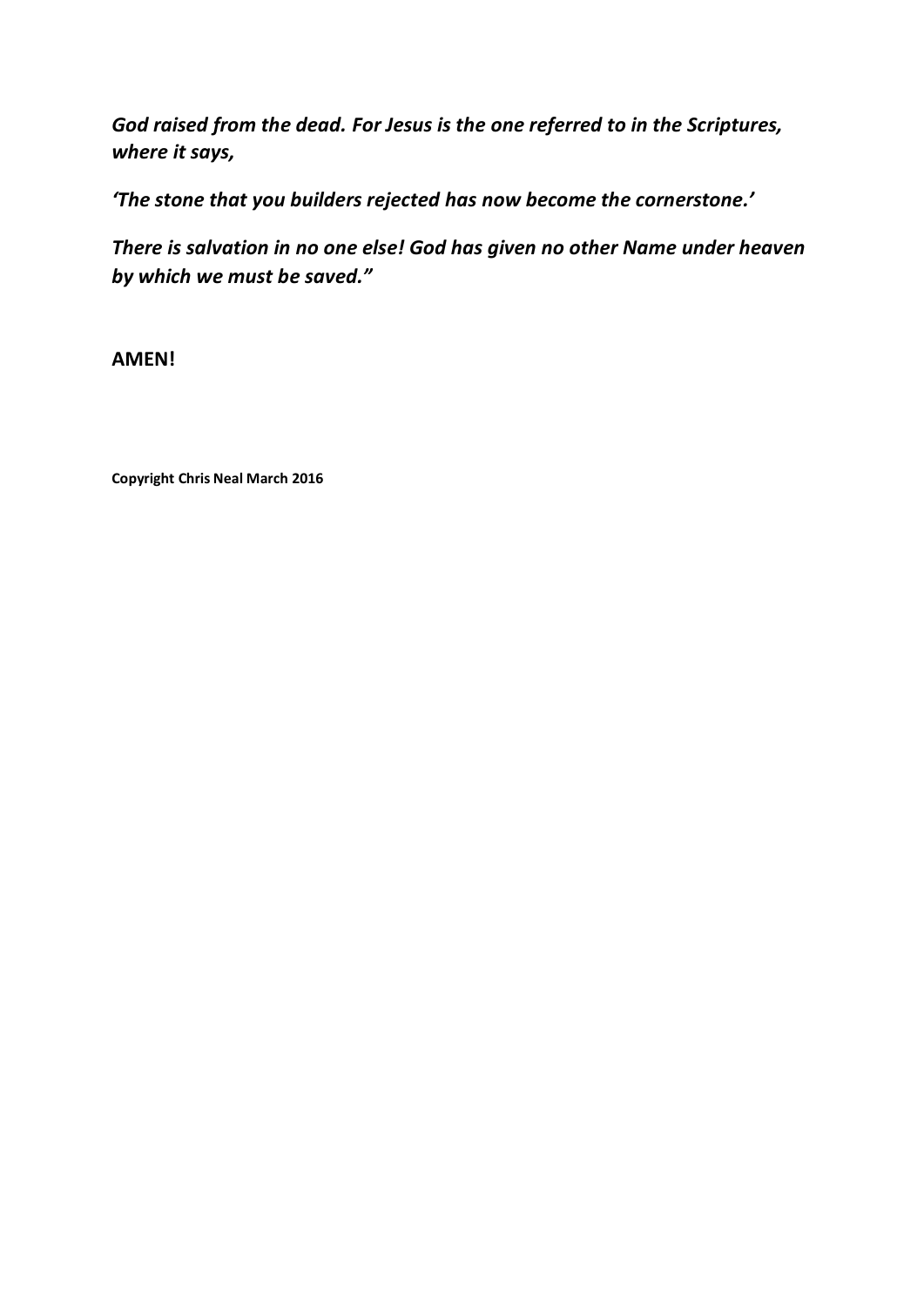***God raised from the dead. For Jesus is the one referred to in the Scriptures, where it says,***

***'The stone that you builders rejected has now become the cornerstone.'***

***There is salvation in no one else! God has given no other Name under heaven by which we must be saved."***

**AMEN!**

**Copyright Chris Neal March 2016**